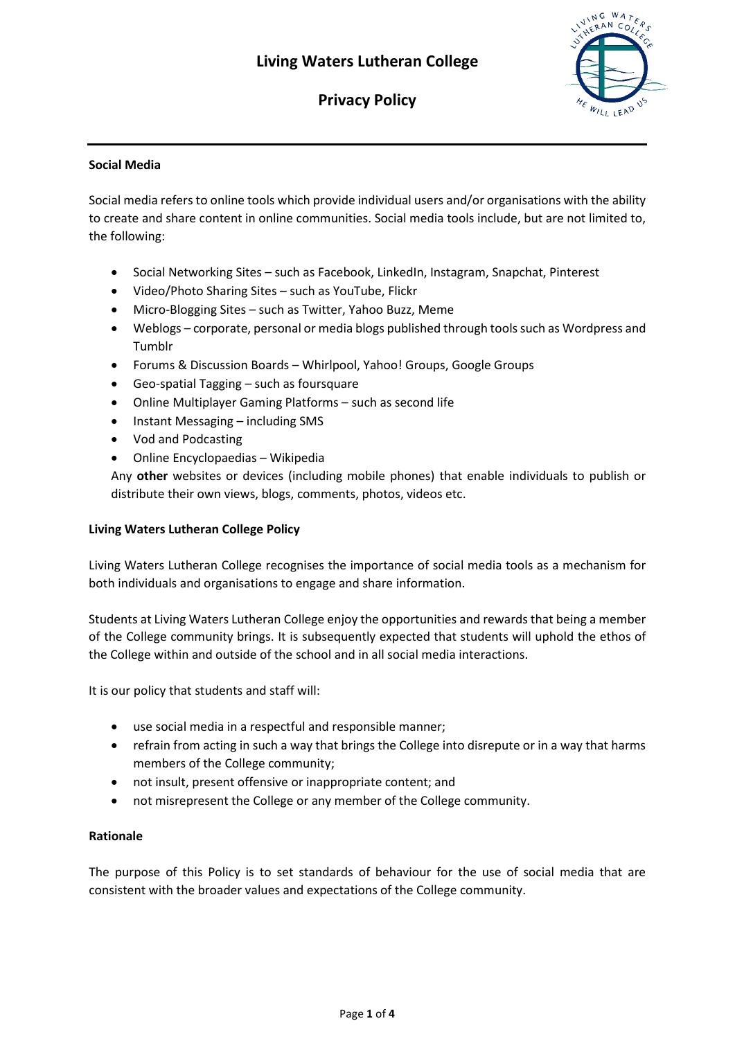# Living Waters Lutheran College

## Privacy Policy

**Social Media**

Social media refers to online tools which provide individual users and/or organisations with the ability to create and share content in online communities. Social media tools include, but are not limited to, the following:

- Social Networking Sites – such as Facebook, LinkedIn, Instagram, Snapchat, Pinterest
- Video/Photo Sharing Sites – such as YouTube, Flickr
- Micro-Blogging Sites – such as Twitter, Yahoo Buzz, Meme
- Weblogs – corporate, personal or media blogs published through tools such as Wordpress and Tumblr
- Forums & Discussion Boards – Whirlpool, Yahoo! Groups, Google Groups
- Geo-spatial Tagging – such as foursquare
- Online Multiplayer Gaming Platforms – such as second life
- Instant Messaging – including SMS
- Vod and Podcasting
- Online Encyclopaedias – Wikipedia

Any **other** websites or devices (including mobile phones) that enable individuals to publish or distribute their own views, blogs, comments, photos, videos etc.

**Living Waters Lutheran College Policy**

Living Waters Lutheran College recognises the importance of social media tools as a mechanism for both individuals and organisations to engage and share information.

Students at Living Waters Lutheran College enjoy the opportunities and rewards that being a member of the College community brings. It is subsequently expected that students will uphold the ethos of the College within and outside of the school and in all social media interactions.

It is our policy that students and staff will:

- use social media in a respectful and responsible manner;
- refrain from acting in such a way that brings the College into disrepute or in a way that harms members of the College community;
- not insult, present offensive or inappropriate content; and
- not misrepresent the College or any member of the College community.

**Rationale**

The purpose of this Policy is to set standards of behaviour for the use of social media that are consistent with the broader values and expectations of the College community.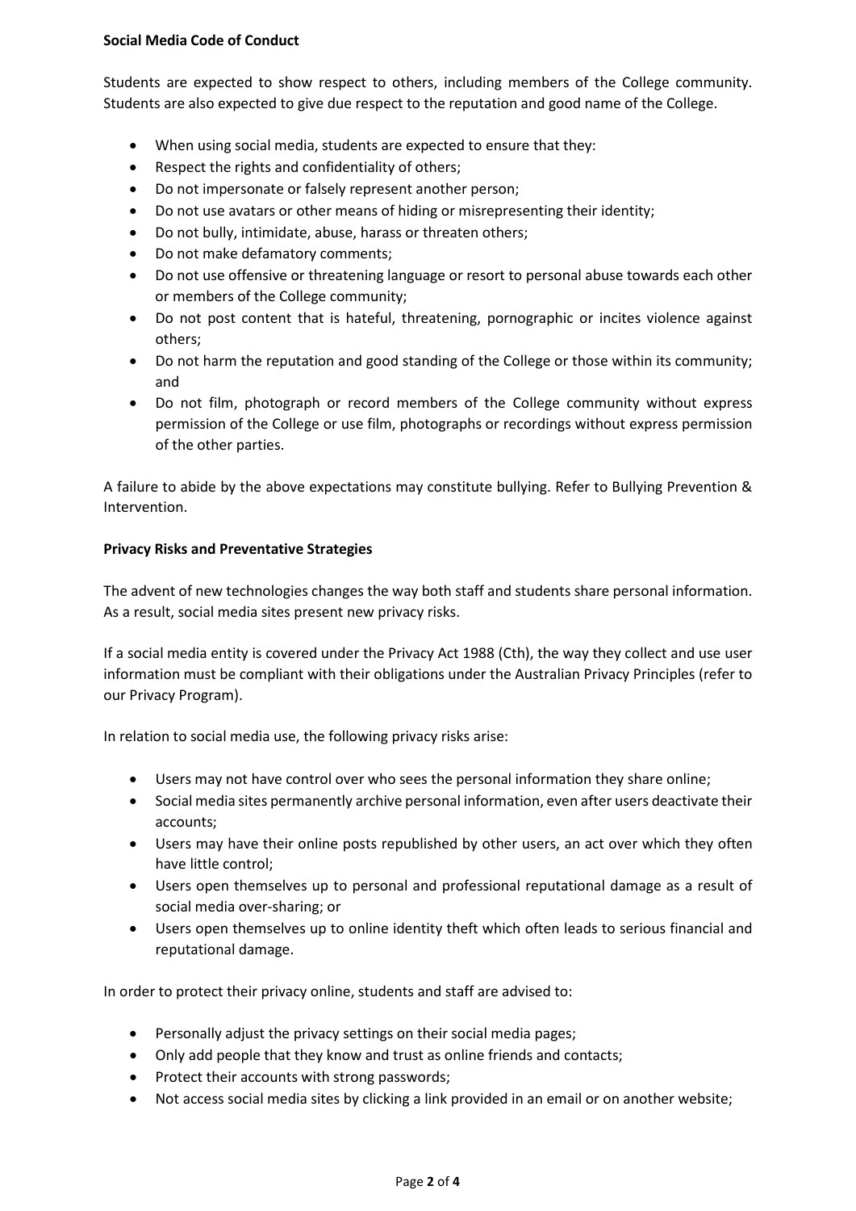**Social Media Code of Conduct**

Students are expected to show respect to others, including members of the College community. Students are also expected to give due respect to the reputation and good name of the College.

- When using social media, students are expected to ensure that they:
- Respect the rights and confidentiality of others;
- Do not impersonate or falsely represent another person;
- Do not use avatars or other means of hiding or misrepresenting their identity;
- Do not bully, intimidate, abuse, harass or threaten others;
- Do not make defamatory comments;
- Do not use offensive or threatening language or resort to personal abuse towards each other or members of the College community;
- Do not post content that is hateful, threatening, pornographic or incites violence against others;
- Do not harm the reputation and good standing of the College or those within its community; and
- Do not film, photograph or record members of the College community without express permission of the College or use film, photographs or recordings without express permission of the other parties.

A failure to abide by the above expectations may constitute bullying. Refer to Bullying Prevention & Intervention.

**Privacy Risks and Preventative Strategies**

The advent of new technologies changes the way both staff and students share personal information. As a result, social media sites present new privacy risks.

If a social media entity is covered under the Privacy Act 1988 (Cth), the way they collect and use user information must be compliant with their obligations under the Australian Privacy Principles (refer to our Privacy Program).

In relation to social media use, the following privacy risks arise:

- Users may not have control over who sees the personal information they share online;
- Social media sites permanently archive personal information, even after users deactivate their accounts;
- Users may have their online posts republished by other users, an act over which they often have little control;
- Users open themselves up to personal and professional reputational damage as a result of social media over-sharing; or
- Users open themselves up to online identity theft which often leads to serious financial and reputational damage.

In order to protect their privacy online, students and staff are advised to:

- Personally adjust the privacy settings on their social media pages;
- Only add people that they know and trust as online friends and contacts;
- Protect their accounts with strong passwords;
- Not access social media sites by clicking a link provided in an email or on another website;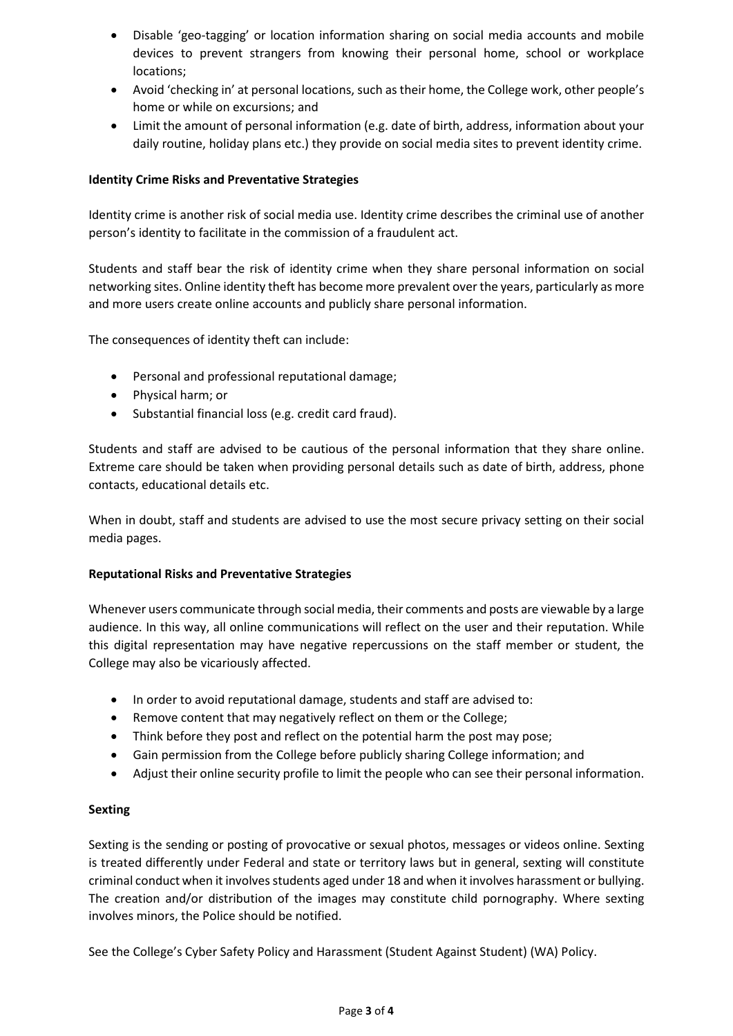- Disable 'geo-tagging' or location information sharing on social media accounts and mobile devices to prevent strangers from knowing their personal home, school or workplace locations;
- Avoid 'checking in' at personal locations, such as their home, the College work, other people's home or while on excursions; and
- Limit the amount of personal information (e.g. date of birth, address, information about your daily routine, holiday plans etc.) they provide on social media sites to prevent identity crime.

**Identity Crime Risks and Preventative Strategies**

Identity crime is another risk of social media use. Identity crime describes the criminal use of another person's identity to facilitate in the commission of a fraudulent act.

Students and staff bear the risk of identity crime when they share personal information on social networking sites. Online identity theft has become more prevalent over the years, particularly as more and more users create online accounts and publicly share personal information.

The consequences of identity theft can include:

- Personal and professional reputational damage;
- Physical harm; or
- Substantial financial loss (e.g. credit card fraud).

Students and staff are advised to be cautious of the personal information that they share online. Extreme care should be taken when providing personal details such as date of birth, address, phone contacts, educational details etc.

When in doubt, staff and students are advised to use the most secure privacy setting on their social media pages.

**Reputational Risks and Preventative Strategies**

Whenever users communicate through social media, their comments and posts are viewable by a large audience. In this way, all online communications will reflect on the user and their reputation. While this digital representation may have negative repercussions on the staff member or student, the College may also be vicariously affected.

- In order to avoid reputational damage, students and staff are advised to:
- Remove content that may negatively reflect on them or the College;
- Think before they post and reflect on the potential harm the post may pose;
- Gain permission from the College before publicly sharing College information; and
- Adjust their online security profile to limit the people who can see their personal information.

**Sexting**

Sexting is the sending or posting of provocative or sexual photos, messages or videos online. Sexting is treated differently under Federal and state or territory laws but in general, sexting will constitute criminal conduct when it involves students aged under 18 and when it involves harassment or bullying. The creation and/or distribution of the images may constitute child pornography. Where sexting involves minors, the Police should be notified.

See the College's Cyber Safety Policy and Harassment (Student Against Student) (WA) Policy.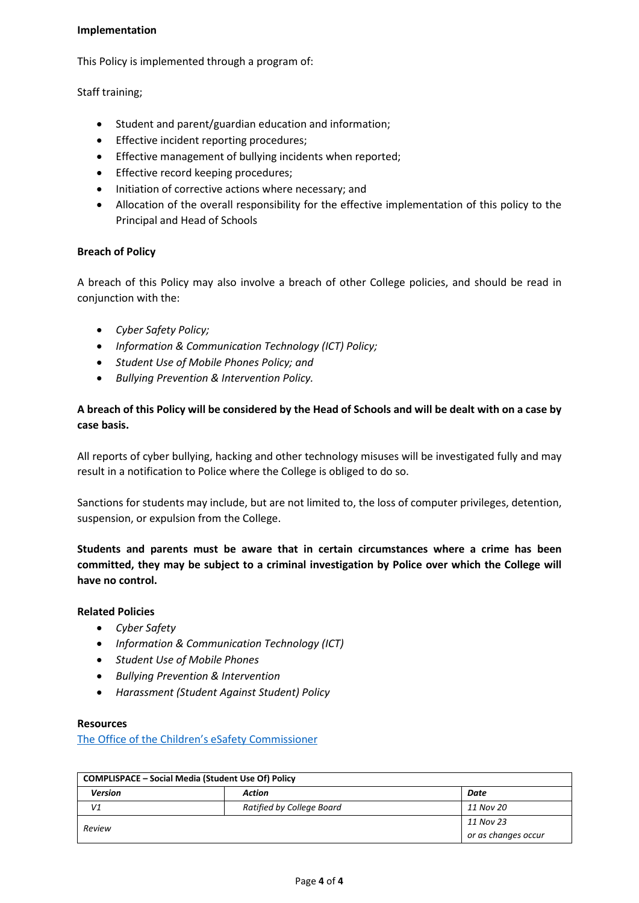**Implementation**

This Policy is implemented through a program of:

Staff training;

- Student and parent/guardian education and information;
- Effective incident reporting procedures;
- Effective management of bullying incidents when reported;
- Effective record keeping procedures;
- Initiation of corrective actions where necessary; and
- Allocation of the overall responsibility for the effective implementation of this policy to the Principal and Head of Schools

**Breach of Policy**

A breach of this Policy may also involve a breach of other College policies, and should be read in conjunction with the:

- *Cyber Safety Policy;*
- *Information & Communication Technology (ICT) Policy;*
- *Student Use of Mobile Phones Policy; and*
- *Bullying Prevention & Intervention Policy.*

**A breach of this Policy will be considered by the Head of Schools and will be dealt with on a case by case basis.**

All reports of cyber bullying, hacking and other technology misuses will be investigated fully and may result in a notification to Police where the College is obliged to do so.

Sanctions for students may include, but are not limited to, the loss of computer privileges, detention, suspension, or expulsion from the College.

**Students and parents must be aware that in certain circumstances where a crime has been committed, they may be subject to a criminal investigation by Police over which the College will have no control.**

**Related Policies**

- *Cyber Safety*
- *Information & Communication Technology (ICT)*
- *Student Use of Mobile Phones*
- *Bullying Prevention & Intervention*
- *Harassment (Student Against Student) Policy*

**Resources**

The Office of the Children's eSafety Commissioner

| **COMPLISPACE – Social Media (Student Use Of) Policy** | | |
|---|---|---|
| ***Version*** | ***Action*** | ***Date*** |
| *V1* | *Ratified by College Board* | *11 Nov 20* |
| *Review* | | *11 Nov 23 or as changes occur* |